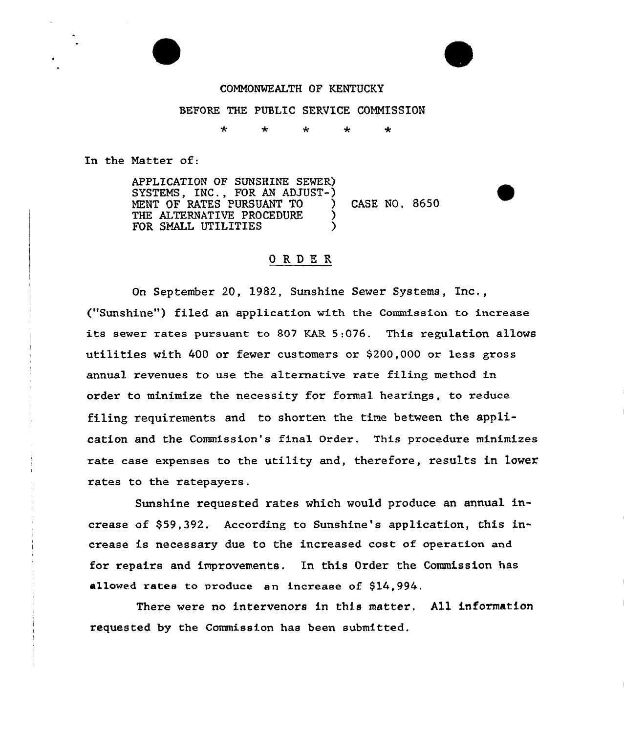COMMONWEALTH OF KENTUCKY

BEFORE THE PUBLIC SERVICE COMMISSION

\* \* \* \* \*

In the Matter of:

APPLICATION OF SUNSHINE SEWER SYSTEMS, INC., FOR AN ADJUSTMENT OF RATES PURSUANT TO THE ALTERNATIVE PROCEDURE FOR SMALL UTILITIES ) CASE NO. 8650

## ORDER

On September 20, 1982, Sunshine Sewer Systems, Inc., ("Sunshine") filed an application with the Commission to increase its sewer rates pursuant to 807 KAR 5:076. This regulation allows utilities with 400 or fewer customers or $200,000 or less gross annual revenues to use the alternative rate filing method in order to minimize the necessity for formal hearings, to reduce filing requirements and to shorten the time between the application and the Commission's final Order. This procedure minimizes rate case expenses to the utility and, therefore, results in lower rates to the ratepayers.

Sunshine requested rates which would produce an annual increase of $59,392. According to Sunshine's application, this increase is necessary due to the increased cost of operation and for repairs and improvements. In this Order the Commission has allowed rates to produce an increase of $14,994.

There were no intervenors in this matter. All information requested by the Commission has been submitted.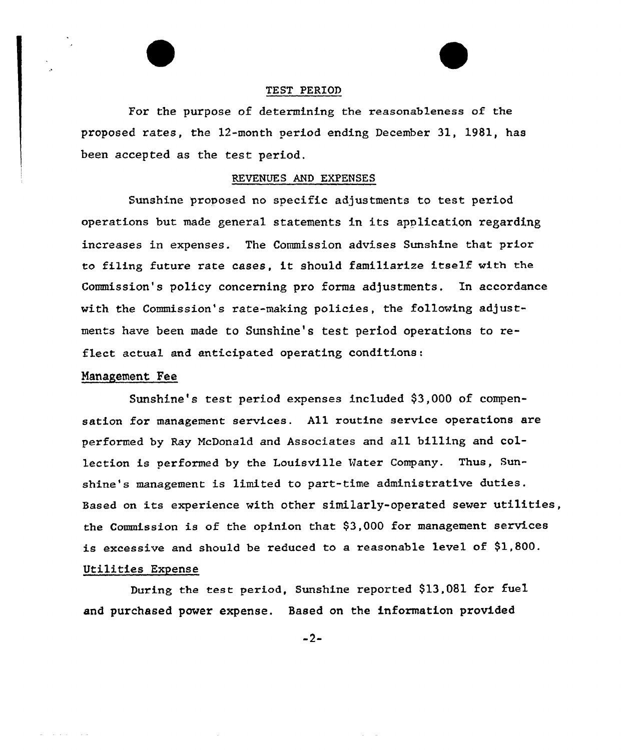## TEST PERIOD

For the purpose of determining the reasonableness of the proposed rates, the 12-month period ending December 31, 1981, has been accepted as the test period.

## REVENUES AND EXPENSES

Sunshine proposed no specific adjustments to test period operations but made general statements in its application regarding increases in expenses. The Commission advises Sunshine that prior to filing future rate cases, it should familiarize itself with the Commission's policy concerning pro forma adjustments. In accordance with the Commission's rate-making policies, the following adjustments have been made to Sunshine's test period operations to reflect actual and anticipated operating conditions:

### Management Fee

Sunshine's test period expenses included $3,000 of compensation for management services. All routine service operations are performed by Ray McDonald and Associates and all billing and collection is performed by the Louisville Water Company. Thus, Sunshine's management is limited to part-time administrative duties. Based on its experience with other similarly-operated sewer utilities, the Commission is of the opinion that $3,000 for management services is excessive and should be reduced to a reasonable level of $1,800.

### Utilities Expense

During the test period, Sunshine reported $13,081 for fuel and purchased power expense. Based on the information provided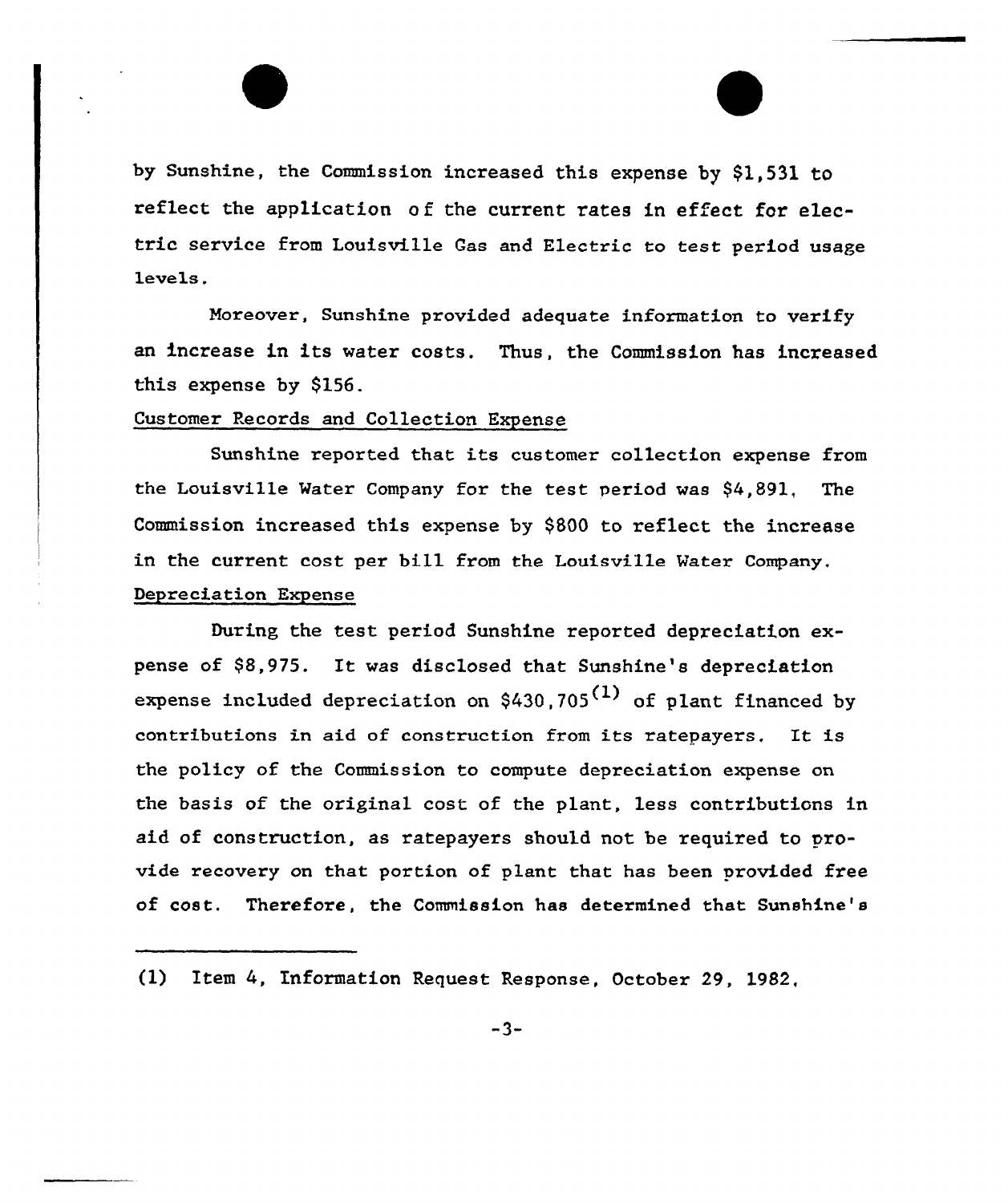by Sunshine, the Commission increased this expense by $1,531 to reflect the application of the current rates in effect for electric service from Louisville Gas and Electric to test period usage levels.

Moreover, Sunshine provided adequate information to verify an increase in its water costs. Thus, the Commission has increased this expense by $156.

Customer Records and Collection Expense

Sunshine reported that its customer collection expense from the Louisville Water Company for the test period was $4,891. The Commission increased this expense by $800 to reflect the increase in the current cost per bill from the Louisville Water Company.

Depreciation Expense

During the test period Sunshine reported depreciation expense of $8,975. It was disclosed that Sunshine's depreciation expense included depreciation on $430,705[(1)] of plant financed by contributions in aid of construction from its ratepayers. It is the policy of the Commission to compute depreciation expense on the basis of the original cost of the plant, less contributions in aid of construction, as ratepayers should not be required to provide recovery on that portion of plant that has been provided free of cost. Therefore, the Commission has determined that Sunshine's

(1) Item 4, Information Request Response, October 29, 1982.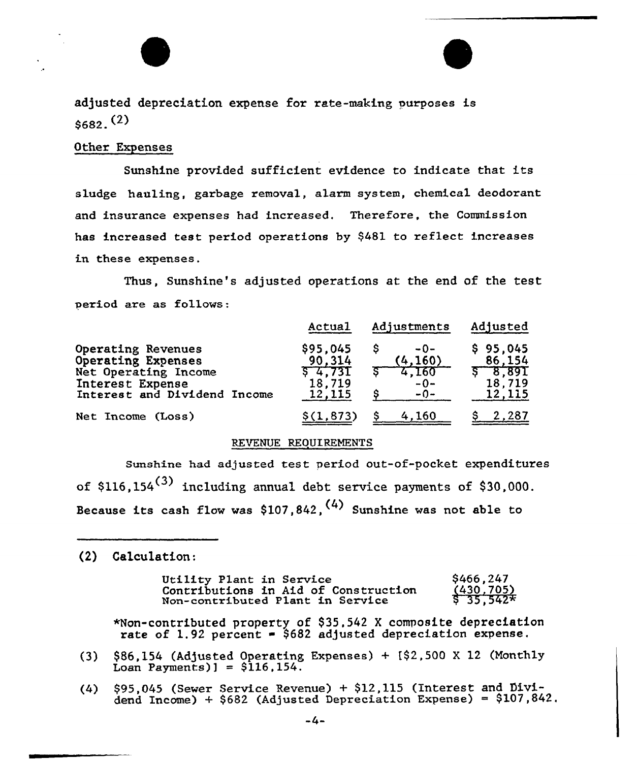adjusted depreciation expense for rate-making purposes is $682.[2]

Other Expenses

Sunshine provided sufficient evidence to indicate that its sludge hauling, garbage removal, alarm system, chemical deodorant and insurance expenses had increased. Therefore, the Commission has increased test period operations by $481 to reflect increases in these expenses.

Thus, Sunshine's adjusted operations at the end of the test period are as follows:

| | Actual | Adjustments | Adjusted |
|---|---|---|---|
| Operating Revenues | $95,045 | $ -0- | $ 95,045 |
| Operating Expenses | 90,314 | (4,160) | 86,154 |
| Net Operating Income | $ 4,731 | $ 4,160 | $ 8,891 |
| Interest Expense | 18,719 | -0- | 18,719 |
| Interest and Dividend Income | 12,115 | $ -0- | 12,115 |
| Net Income (Loss) | $(1,873) | $ 4,160 | $ 2,287 |

REVENUE REQUIREMENTS

Sunshine had adjusted test period out-of-pocket expenditures of $116,154[3] including annual debt service payments of $30,000. Because its cash flow was $107,842,[4] Sunshine was not able to

---

(2) Calculation:

| | |
|---|---|
| Utility Plant in Service | $466,247 |
| Contributions in Aid of Construction | (430,705) |
| Non-contributed Plant in Service | $ 35,542* |

*Non-contributed property of $35,542 X composite depreciation rate of 1.92 percent = $682 adjusted depreciation expense.

(3) $86,154 (Adjusted Operating Expenses) + [$2,500 X 12 (Monthly Loan Payments)] = $116,154.

(4) $95,045 (Sewer Service Revenue) + $12,115 (Interest and Dividend Income) + $682 (Adjusted Depreciation Expense) = $107,842.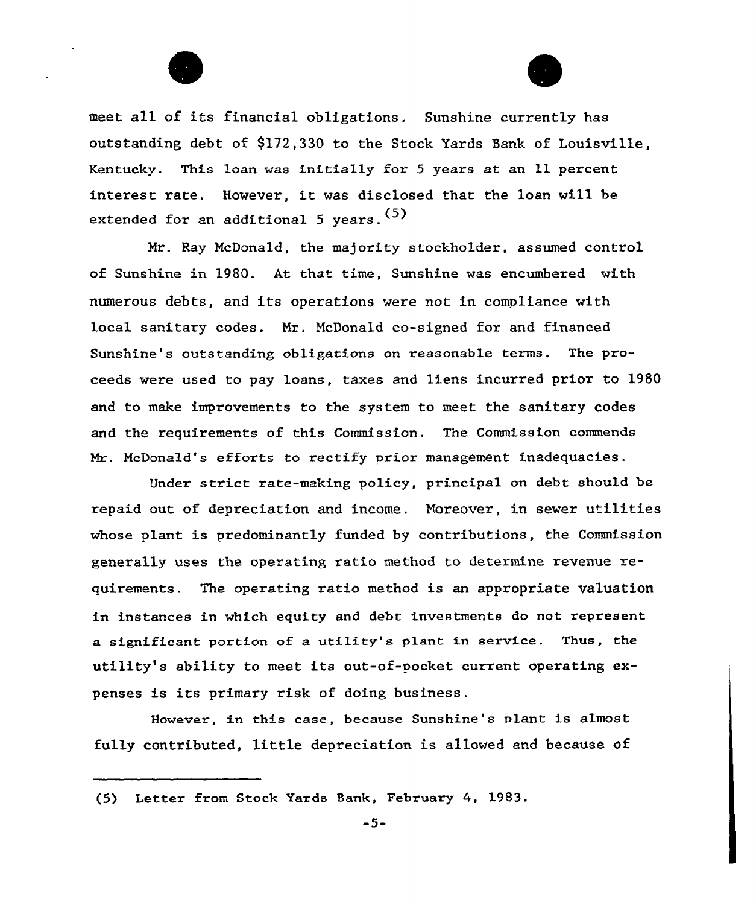meet all of its financial obligations. Sunshine currently has outstanding debt of $172,330 to the Stock Yards Bank of Louisville, Kentucky. This loan was initially for 5 years at an 11 percent interest rate. However, it was disclosed that the loan will be extended for an additional 5 years.[5]

Mr. Ray McDonald, the majority stockholder, assumed control of Sunshine in 1980. At that time, Sunshine was encumbered with numerous debts, and its operations were not in compliance with local sanitary codes. Mr. McDonald co-signed for and financed Sunshine's outstanding obligations on reasonable terms. The proceeds were used to pay loans, taxes and liens incurred prior to 1980 and to make improvements to the system to meet the sanitary codes and the requirements of this Commission. The Commission commends Mr. McDonald's efforts to rectify prior management inadequacies.

Under strict rate-making policy, principal on debt should be repaid out of depreciation and income. Moreover, in sewer utilities whose plant is predominantly funded by contributions, the Commission generally uses the operating ratio method to determine revenue requirements. The operating ratio method is an appropriate valuation in instances in which equity and debt investments do not represent a significant portion of a utility's plant in service. Thus, the utility's ability to meet its out-of-pocket current operating expenses is its primary risk of doing business.

However, in this case, because Sunshine's plant is almost fully contributed, little depreciation is allowed and because of

---

(5) Letter from Stock Yards Bank, February 4, 1983.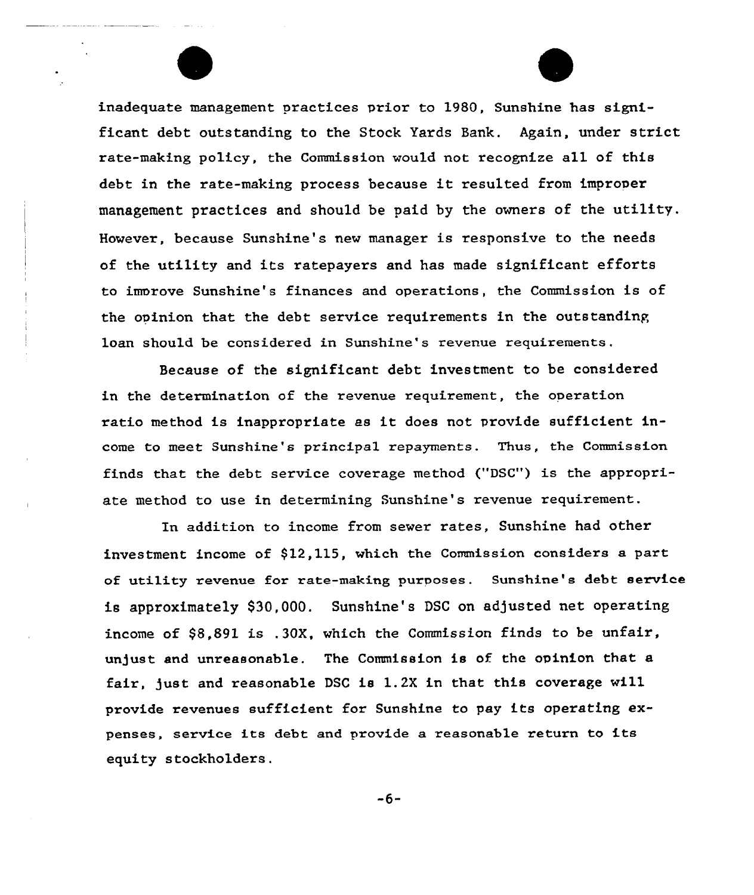inadequate management practices prior to 1980, Sunshine has significant debt outstanding to the Stock Yards Bank. Again, under strict rate-making policy, the Commission would not recognize all of this debt in the rate-making process because it resulted from improper management practices and should be paid by the owners of the utility. However, because Sunshine's new manager is responsive to the needs of the utility and its ratepayers and has made significant efforts to improve Sunshine's finances and operations, the Commission is of the opinion that the debt service requirements in the outstanding loan should be considered in Sunshine's revenue requirements.

Because of the significant debt investment to be considered in the determination of the revenue requirement, the operation ratio method is inappropriate as it does not provide sufficient income to meet Sunshine's principal repayments. Thus, the Commission finds that the debt service coverage method ("DSC") is the appropriate method to use in determining Sunshine's revenue requirement.

In addition to income from sewer rates, Sunshine had other investment income of $12,115, which the Commission considers a part of utility revenue for rate-making purposes. Sunshine's debt service is approximately $30,000. Sunshine's DSC on adjusted net operating income of $8,891 is .30X, which the Commission finds to be unfair, unjust and unreasonable. The Commission is of the opinion that a fair, just and reasonable DSC is 1.2X in that this coverage will provide revenues sufficient for Sunshine to pay its operating expenses, service its debt and provide a reasonable return to its equity stockholders.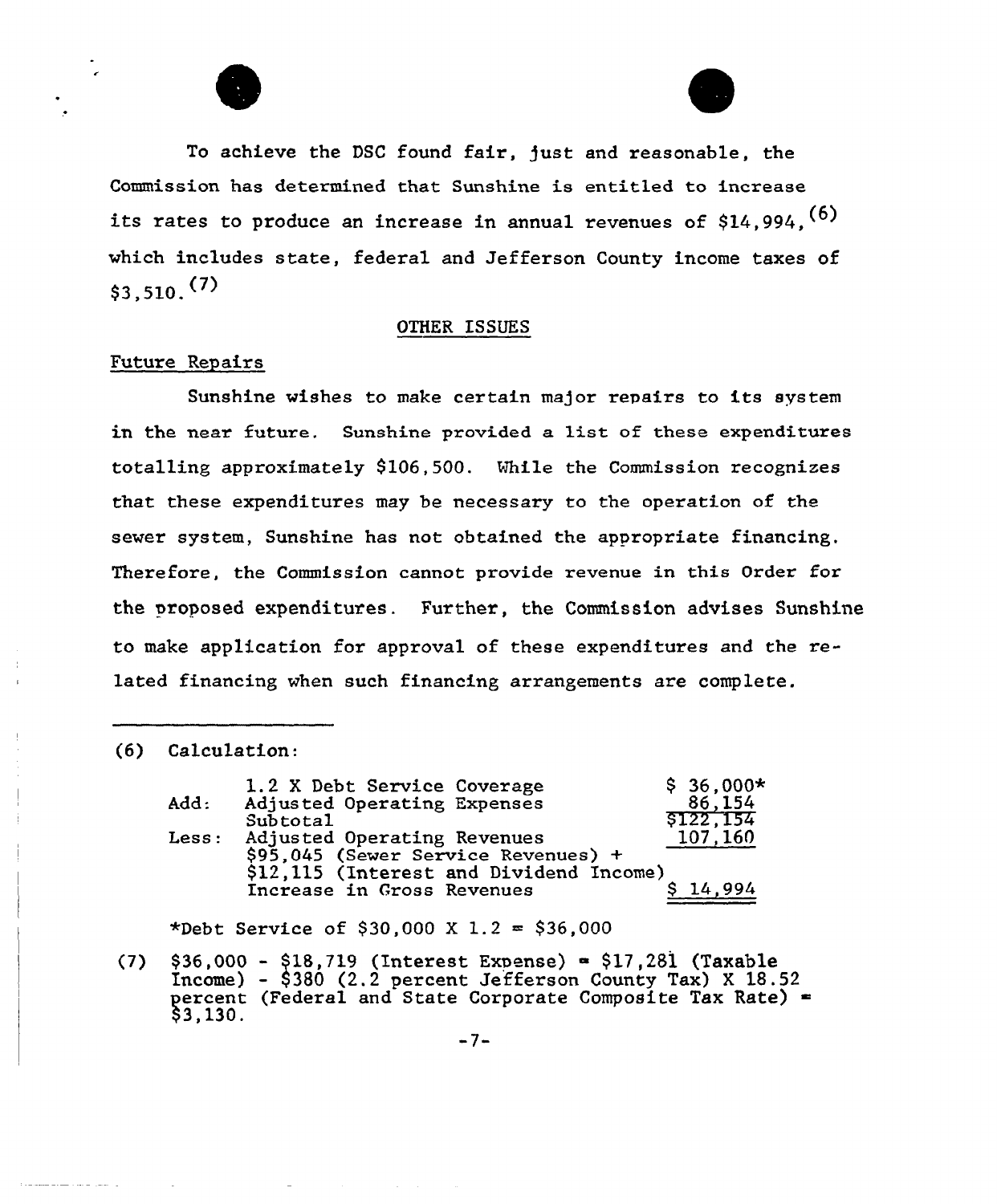To achieve the DSC found fair, just and reasonable, the Commission has determined that Sunshine is entitled to increase its rates to produce an increase in annual revenues of $14,994,[(6)] which includes state, federal and Jefferson County income taxes of $3,510.[(7)]

## OTHER ISSUES

### Future Repairs

Sunshine wishes to make certain major repairs to its system in the near future. Sunshine provided a list of these expenditures totalling approximately $106,500. While the Commission recognizes that these expenditures may be necessary to the operation of the sewer system, Sunshine has not obtained the appropriate financing. Therefore, the Commission cannot provide revenue in this Order for the proposed expenditures. Further, the Commission advises Sunshine to make application for approval of these expenditures and the related financing when such financing arrangements are complete.

---

(6) Calculation:

| | | |
|---|---|---|
| | 1.2 X Debt Service Coverage | $ 36,000* |
| Add: | Adjusted Operating Expenses | 86,154 |
| | Subtotal | $122,154 |
| Less: | Adjusted Operating Revenues $95,045 (Sewer Service Revenues) + $12,115 (Interest and Dividend Income) | 107,160 |
| | Increase in Gross Revenues | $ 14,994 |

*Debt Service of $30,000 X 1.2 = $36,000

(7) $36,000 - $18,719 (Interest Expense) = $17,281 (Taxable Income) - $380 (2.2 percent Jefferson County Tax) X 18.52 percent (Federal and State Corporate Composite Tax Rate) = $3,130.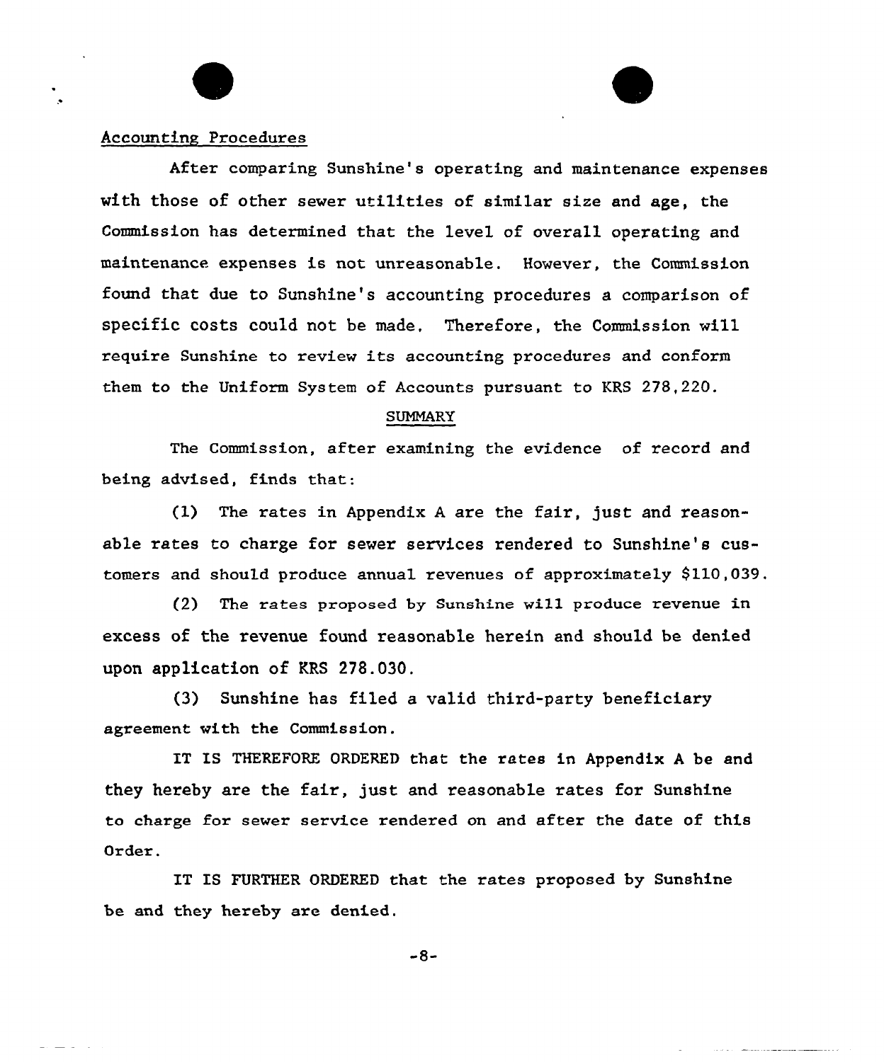## Accounting Procedures

After comparing Sunshine's operating and maintenance expenses with those of other sewer utilities of similar size and age, the Commission has determined that the level of overall operating and maintenance expenses is not unreasonable. However, the Commission found that due to Sunshine's accounting procedures a comparison of specific costs could not be made. Therefore, the Commission will require Sunshine to review its accounting procedures and conform them to the Uniform System of Accounts pursuant to KRS 278.220.

## SUMMARY

The Commission, after examining the evidence of record and being advised, finds that:

(1) The rates in Appendix A are the fair, just and reasonable rates to charge for sewer services rendered to Sunshine's customers and should produce annual revenues of approximately $110,039.

(2) The rates proposed by Sunshine will produce revenue in excess of the revenue found reasonable herein and should be denied upon application of KRS 278.030.

(3) Sunshine has filed a valid third-party beneficiary agreement with the Commission.

IT IS THEREFORE ORDERED that the rates in Appendix A be and they hereby are the fair, just and reasonable rates for Sunshine to charge for sewer service rendered on and after the date of this Order.

IT IS FURTHER ORDERED that the rates proposed by Sunshine be and they hereby are denied.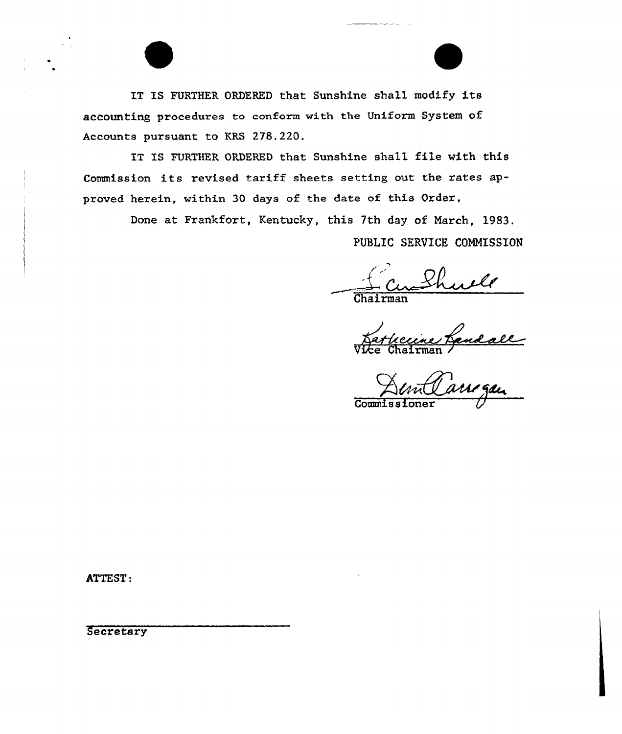IT IS FURTHER ORDERED that Sunshine shall modify its accounting procedures to conform with the Uniform System of Accounts pursuant to KRS 278.220.

IT IS FURTHER ORDERED that Sunshine shall file with this Commission its revised tariff sheets setting out the rates approved herein, within 30 days of the date of this Order,

Done at Frankfort, Kentucky, this 7th day of March, 1983.

PUBLIC SERVICE COMMISSION

Chairman

Vice Chairman

Commissioner

ATTEST:

Secretary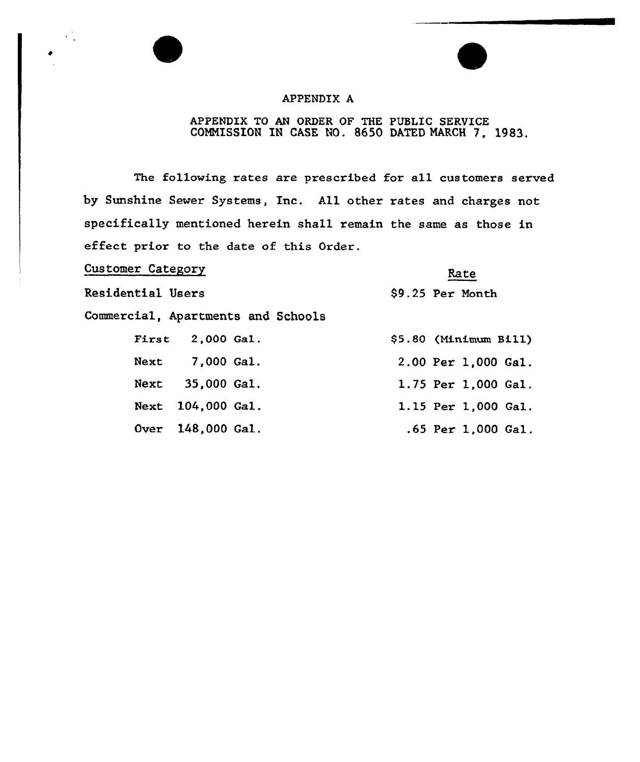# APPENDIX A

APPENDIX TO AN ORDER OF THE PUBLIC SERVICE COMMISSION IN CASE NO. 8650 DATED MARCH 7, 1983.

The following rates are prescribed for all customers served by Sunshine Sewer Systems, Inc. All other rates and charges not specifically mentioned herein shall remain the same as those in effect prior to the date of this Order.

| Customer Category | Rate |
|---|---|
| Residential Users | $9.25 Per Month |
| Commercial, Apartments and Schools | |
| First 2,000 Gal. | $5.80 (Minimum Bill) |
| Next 7,000 Gal. | 2.00 Per 1,000 Gal. |
| Next 35,000 Gal. | 1.75 Per 1,000 Gal. |
| Next 104,000 Gal. | 1.15 Per 1,000 Gal. |
| Over 148,000 Gal. | .65 Per 1,000 Gal. |